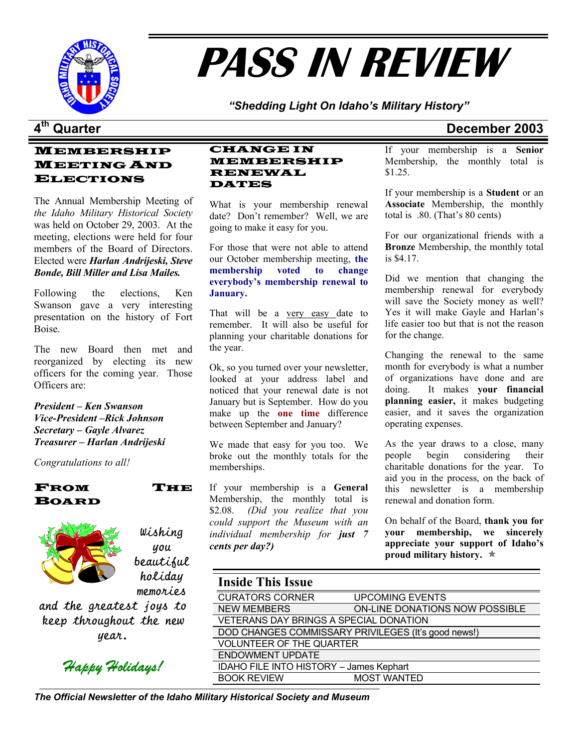# PASS IN REVIEW

*"Shedding Light On Idaho's Military History"*

**4th Quarter** **December 2003**

## Membership Meeting And Elections

The Annual Membership Meeting of *the Idaho Military Historical Society* was held on October 29, 2003. At the meeting, elections were held for four members of the Board of Directors. Elected were ***Harlan Andrijeski, Steve Bonde, Bill Miller and Lisa Mailes.***

Following the elections, Ken Swanson gave a very interesting presentation on the history of Fort Boise.

The new Board then met and reorganized by electing its new officers for the coming year. Those Officers are:

***President – Ken Swanson***
***Vice-President –Rick Johnson***
***Secretary – Gayle Alvarez***
***Treasurer – Harlan Andrijeski***

*Congratulations to all!*

## From The Board

*Wishing you beautiful holiday memories and the greatest joys to keep throughout the new year.*

*Happy Holidays!*

## Change in Membership Renewal Dates

What is your membership renewal date? Don't remember? Well, we are going to make it easy for you.

For those that were not able to attend our October membership meeting, **the membership voted to change everybody's membership renewal to January.**

That will be a very easy date to remember. It will also be useful for planning your charitable donations for the year.

Ok, so you turned over your newsletter, looked at your address label and noticed that your renewal date is not January but is September. How do you make up the **one time** difference between September and January?

We made that easy for you too. We broke out the monthly totals for the memberships.

If your membership is a **General** Membership, the monthly total is $2.08. *(Did you realize that you could support the Museum with an individual membership for **just** 7 cents per day?)*

If your membership is a **Senior** Membership, the monthly total is $1.25.

If your membership is a **Student** or an **Associate** Membership, the monthly total is .80. (That's 80 cents)

For our organizational friends with a **Bronze** Membership, the monthly total is $4.17.

Did we mention that changing the membership renewal for everybody will save the Society money as well? Yes it will make Gayle and Harlan's life easier too but that is not the reason for the change.

Changing the renewal to the same month for everybody is what a number of organizations have done and are doing. It makes **your financial planning easier,** it makes budgeting easier, and it saves the organization operating expenses.

As the year draws to a close, many people begin considering their charitable donations for the year. To aid you in the process, on the back of this newsletter is a membership renewal and donation form.

On behalf of the Board, **thank you for your membership, we sincerely appreciate your support of Idaho's proud military history.** ✯

## Inside This Issue

| | |
|---|---|
| CURATORS CORNER | UPCOMING EVENTS |
| NEW MEMBERS | ON-LINE DONATIONS NOW POSSIBLE |
| VETERANS DAY BRINGS A SPECIAL DONATION | |
| DOD CHANGES COMMISSARY PRIVILEGES (It's good news!) | |
| VOLUNTEER OF THE QUARTER | |
| ENDOWMENT UPDATE | |
| IDAHO FILE INTO HISTORY – James Kephart | |
| BOOK REVIEW | MOST WANTED |

*The Official Newsletter of the Idaho Military Historical Society and Museum*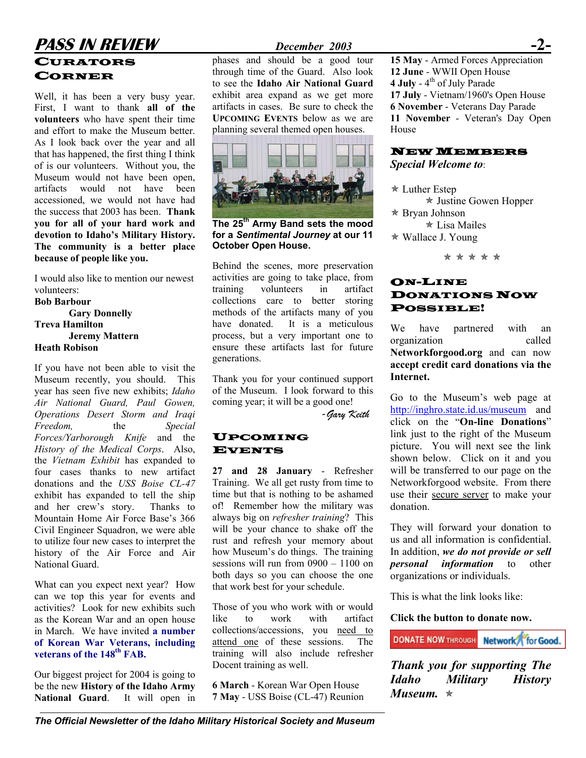## Curators Corner

Well, it has been a very busy year. First, I want to thank **all of the volunteers** who have spent their time and effort to make the Museum better. As I look back over the year and all that has happened, the first thing I think of is our volunteers. Without you, the Museum would not have been open, artifacts would not have been accessioned, we would not have had the success that 2003 has been. **Thank you for all of your hard work and devotion to Idaho's Military History. The community is a better place because of people like you.**

I would also like to mention our newest volunteers:

**Bob Barbour**
**Gary Donnelly**
**Treva Hamilton**
**Jeremy Mattern**
**Heath Robison**

If you have not been able to visit the Museum recently, you should. This year has seen five new exhibits; *Idaho Air National Guard, Paul Gowen, Operations Desert Storm and Iraqi Freedom,* the *Special Forces/Yarborough Knife* and the *History of the Medical Corps*. Also, the *Vietnam Exhibit* has expanded to four cases thanks to new artifact donations and the *USS Boise CL-47* exhibit has expanded to tell the ship and her crew's story. Thanks to Mountain Home Air Force Base's 366 Civil Engineer Squadron, we were able to utilize four new cases to interpret the history of the Air Force and Air National Guard.

What can you expect next year? How can we top this year for events and activities? Look for new exhibits such as the Korean War and an open house in March. We have invited **a number of Korean War Veterans, including veterans of the 148th FAB.**

Our biggest project for 2004 is going to be the new **History of the Idaho Army National Guard**. It will open in phases and should be a good tour through time of the Guard. Also look to see the **Idaho Air National Guard** exhibit area expand as we get more artifacts in cases. Be sure to check the **Upcoming Events** below as we are planning several themed open houses.

**The 25th Army Band sets the mood for a *Sentimental Journey* at our 11 October Open House.**

Behind the scenes, more preservation activities are going to take place, from training volunteers in artifact collections care to better storing methods of the artifacts many of you have donated. It is a meticulous process, but a very important one to ensure these artifacts last for future generations.

Thank you for your continued support of the Museum. I look forward to this coming year; it will be a good one!

*-Gary Keith*

## Upcoming Events

**27 and 28 January** - Refresher Training. We all get rusty from time to time but that is nothing to be ashamed of! Remember how the military was always big on *refresher training*? This will be your chance to shake off the rust and refresh your memory about how Museum's do things. The training sessions will run from 0900 – 1100 on both days so you can choose the one that work best for your schedule.

Those of you who work with or would like to work with artifact collections/accessions, you need to attend one of these sessions. The training will also include refresher Docent training as well.

**6 March** - Korean War Open House
**7 May** - USS Boise (CL-47) Reunion
**15 May** - Armed Forces Appreciation
**12 June** - WWII Open House
**4 July** - 4th of July Parade
**17 July** - Vietnam/1960's Open House
**6 November** - Veterans Day Parade
**11 November** - Veteran's Day Open House

## New Members

***Special Welcome to*:**

- Luther Estep
- Justine Gowen Hopper
- Bryan Johnson
- Lisa Mailes
- Wallace J. Young

## On-Line Donations Now Possible!

We have partnered with an organization called **Networkforgood.org** and can now **accept credit card donations via the Internet.**

Go to the Museum's web page at http://inghro.state.id.us/museum and click on the "**On-line Donations**" link just to the right of the Museum picture. You will next see the link shown below. Click on it and you will be transferred to our page on the Networkforgood website. From there use their secure server to make your donation.

They will forward your donation to us and all information is confidential. In addition, ***we do not provide or sell personal information*** to other organizations or individuals.

This is what the link looks like:

**Click the button to donate now.**

DONATE NOW THROUGH Network for Good.

***Thank you for supporting The Idaho Military History Museum.***

*The Official Newsletter of the Idaho Military Historical Society and Museum*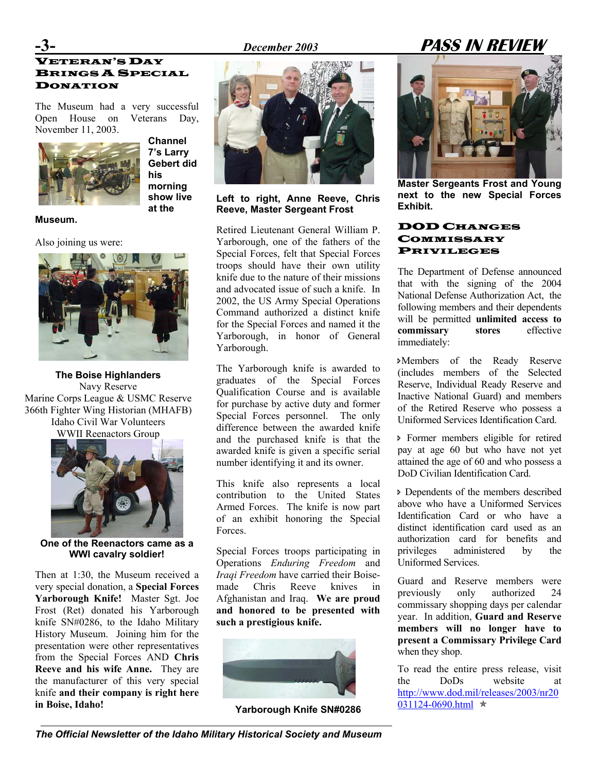## Veteran's Day Brings A Special Donation

The Museum had a very successful Open House on Veterans Day, November 11, 2003.

**Channel 7's Larry Gebert did his morning show live at the Museum.**

Also joining us were:

**The Boise Highlanders**
Navy Reserve
Marine Corps League & USMC Reserve
366th Fighter Wing Historian (MHAFB)
Idaho Civil War Volunteers
WWII Reenactors Group

**One of the Reenactors came as a WWI cavalry soldier!**

Then at 1:30, the Museum received a very special donation, a **Special Forces Yarborough Knife!** Master Sgt. Joe Frost (Ret) donated his Yarborough knife SN#0286, to the Idaho Military History Museum. Joining him for the presentation were other representatives from the Special Forces AND **Chris Reeve and his wife Anne.** They are the manufacturer of this very special knife **and their company is right here in Boise, Idaho!**

**Left to right, Anne Reeve, Chris Reeve, Master Sergeant Frost**

Retired Lieutenant General William P. Yarborough, one of the fathers of the Special Forces, felt that Special Forces troops should have their own utility knife due to the nature of their missions and advocated issue of such a knife. In 2002, the US Army Special Operations Command authorized a distinct knife for the Special Forces and named it the Yarborough, in honor of General Yarborough.

The Yarborough knife is awarded to graduates of the Special Forces Qualification Course and is available for purchase by active duty and former Special Forces personnel. The only difference between the awarded knife and the purchased knife is that the awarded knife is given a specific serial number identifying it and its owner.

This knife also represents a local contribution to the United States Armed Forces. The knife is now part of an exhibit honoring the Special Forces.

Special Forces troops participating in Operations *Enduring Freedom* and *Iraqi Freedom* have carried their Boise-made Chris Reeve knives in Afghanistan and Iraq. **We are proud and honored to be presented with such a prestigious knife.**

**Yarborough Knife SN#0286**

**Master Sergeants Frost and Young next to the new Special Forces Exhibit.**

## DOD Changes Commissary Privileges

The Department of Defense announced that with the signing of the 2004 National Defense Authorization Act, the following members and their dependents will be permitted **unlimited access to commissary stores** effective immediately:

- Members of the Ready Reserve (includes members of the Selected Reserve, Individual Ready Reserve and Inactive National Guard) and members of the Retired Reserve who possess a Uniformed Services Identification Card.
- Former members eligible for retired pay at age 60 but who have not yet attained the age of 60 and who possess a DoD Civilian Identification Card.
- Dependents of the members described above who have a Uniformed Services Identification Card or who have a distinct identification card used as an authorization card for benefits and privileges administered by the Uniformed Services.

Guard and Reserve members were previously only authorized 24 commissary shopping days per calendar year. In addition, **Guard and Reserve members will no longer have to present a Commissary Privilege Card** when they shop.

To read the entire press release, visit the DoDs website at http://www.dod.mil/releases/2003/nr20031124-0690.html ✯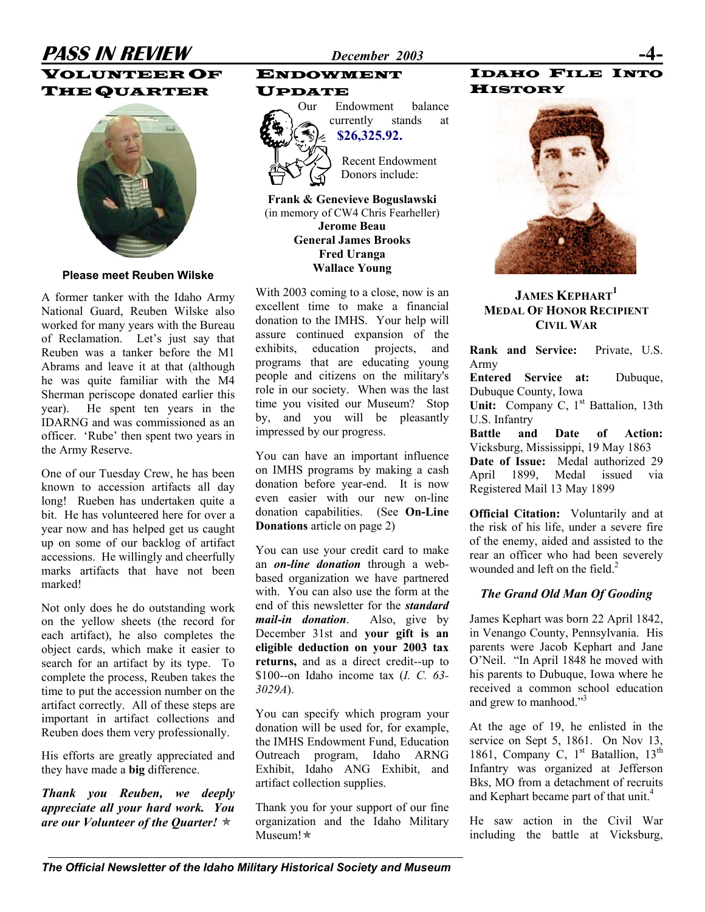## Volunteer Of The Quarter

**Please meet Reuben Wilske**

A former tanker with the Idaho Army National Guard, Reuben Wilske also worked for many years with the Bureau of Reclamation. Let's just say that Reuben was a tanker before the M1 Abrams and leave it at that (although he was quite familiar with the M4 Sherman periscope donated earlier this year). He spent ten years in the IDARNG and was commissioned as an officer. 'Rube' then spent two years in the Army Reserve.

One of our Tuesday Crew, he has been known to accession artifacts all day long! Rueben has undertaken quite a bit. He has volunteered here for over a year now and has helped get us caught up on some of our backlog of artifact accessions. He willingly and cheerfully marks artifacts that have not been marked!

Not only does he do outstanding work on the yellow sheets (the record for each artifact), he also completes the object cards, which make it easier to search for an artifact by its type. To complete the process, Reuben takes the time to put the accession number on the artifact correctly. All of these steps are important in artifact collections and Reuben does them very professionally.

His efforts are greatly appreciated and they have made a **big** difference.

***Thank you Reuben, we deeply appreciate all your hard work. You are our Volunteer of the Quarter!*** ✯

## Endowment Update

Our Endowment balance currently stands at **$26,325.92.**

Recent Endowment Donors include:

**Frank & Genevieve Boguslawski**
(in memory of CW4 Chris Fearheller)
**Jerome Beau**
**General James Brooks**
**Fred Uranga**
**Wallace Young**

With 2003 coming to a close, now is an excellent time to make a financial donation to the IMHS. Your help will assure continued expansion of the exhibits, education projects, and programs that are educating young people and citizens on the military's role in our society. When was the last time you visited our Museum? Stop by, and you will be pleasantly impressed by our progress.

You can have an important influence on IMHS programs by making a cash donation before year-end. It is now even easier with our new on-line donation capabilities. (See **On-Line Donations** article on page 2)

You can use your credit card to make an ***on-line donation*** through a web-based organization we have partnered with. You can also use the form at the end of this newsletter for the ***standard mail-in donation***. Also, give by December 31st and **your gift is an eligible deduction on your 2003 tax returns,** and as a direct credit--up to $100--on Idaho income tax (*I. C. 63-3029A*).

You can specify which program your donation will be used for, for example, the IMHS Endowment Fund, Education Outreach program, Idaho ARNG Exhibit, Idaho ANG Exhibit, and artifact collection supplies.

Thank you for your support of our fine organization and the Idaho Military Museum!✯

## Idaho File Into History

**James Kephart[1]**
**Medal Of Honor Recipient**
**Civil War**

**Rank and Service:** Private, U.S. Army
**Entered Service at:** Dubuque, Dubuque County, Iowa
**Unit:** Company C, 1st Battalion, 13th U.S. Infantry
**Battle and Date of Action:** Vicksburg, Mississippi, 19 May 1863
**Date of Issue:** Medal authorized 29 April 1899, Medal issued via Registered Mail 13 May 1899

**Official Citation:** Voluntarily and at the risk of his life, under a severe fire of the enemy, aided and assisted to the rear an officer who had been severely wounded and left on the field.[2]

### *The Grand Old Man Of Gooding*

James Kephart was born 22 April 1842, in Venango County, Pennsylvania. His parents were Jacob Kephart and Jane O'Neil. "In April 1848 he moved with his parents to Dubuque, Iowa where he received a common school education and grew to manhood."[3]

At the age of 19, he enlisted in the service on Sept 5, 1861. On Nov 13, 1861, Company C, 1st Batallion, 13th Infantry was organized at Jefferson Bks, MO from a detachment of recruits and Kephart became part of that unit.[4]

He saw action in the Civil War including the battle at Vicksburg,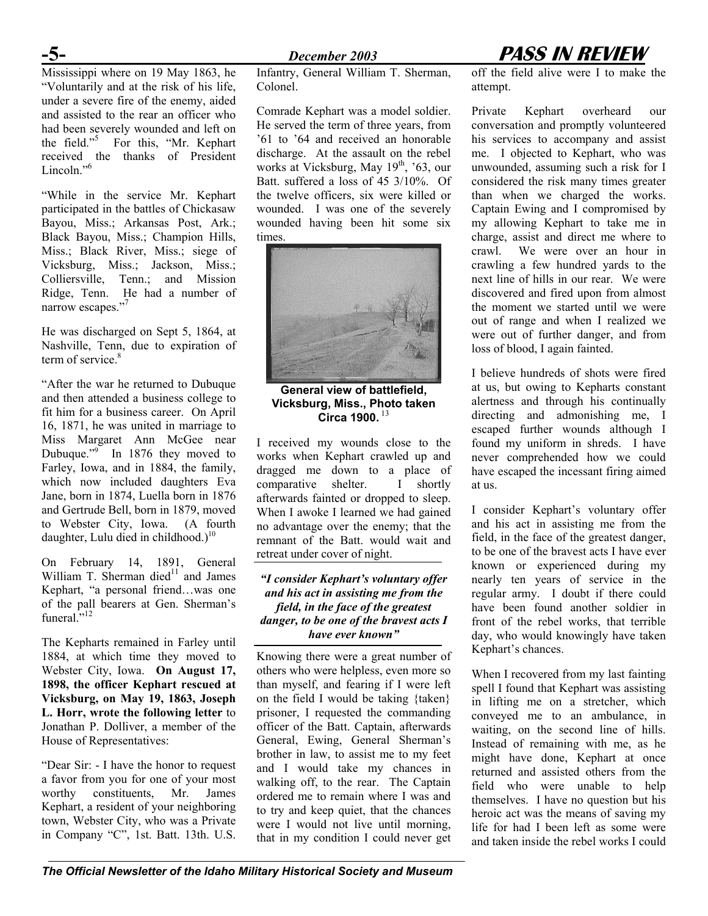Mississippi where on 19 May 1863, he "Voluntarily and at the risk of his life, under a severe fire of the enemy, aided and assisted to the rear an officer who had been severely wounded and left on the field."[5] For this, "Mr. Kephart received the thanks of President Lincoln."[6]

"While in the service Mr. Kephart participated in the battles of Chickasaw Bayou, Miss.; Arkansas Post, Ark.; Black Bayou, Miss.; Champion Hills, Miss.; Black River, Miss.; siege of Vicksburg, Miss.; Jackson, Miss.; Colliersville, Tenn.; and Mission Ridge, Tenn. He had a number of narrow escapes."[7]

He was discharged on Sept 5, 1864, at Nashville, Tenn, due to expiration of term of service.[8]

"After the war he returned to Dubuque and then attended a business college to fit him for a business career. On April 16, 1871, he was united in marriage to Miss Margaret Ann McGee near Dubuque."[9] In 1876 they moved to Farley, Iowa, and in 1884, the family, which now included daughters Eva Jane, born in 1874, Luella born in 1876 and Gertrude Bell, born in 1879, moved to Webster City, Iowa. (A fourth daughter, Lulu died in childhood.)[10]

On February 14, 1891, General William T. Sherman died[11] and James Kephart, "a personal friend…was one of the pall bearers at Gen. Sherman's funeral."[12]

The Kepharts remained in Farley until 1884, at which time they moved to Webster City, Iowa. **On August 17, 1898, the officer Kephart rescued at Vicksburg, on May 19, 1863, Joseph L. Horr, wrote the following letter** to Jonathan P. Dolliver, a member of the House of Representatives:

"Dear Sir: - I have the honor to request a favor from you for one of your most worthy constituents, Mr. James Kephart, a resident of your neighboring town, Webster City, who was a Private in Company "C", 1st. Batt. 13th. U.S. Infantry, General William T. Sherman, Colonel.

Comrade Kephart was a model soldier. He served the term of three years, from '61 to '64 and received an honorable discharge. At the assault on the rebel works at Vicksburg, May 19th, '63, our Batt. suffered a loss of 45 3/10%. Of the twelve officers, six were killed or wounded. I was one of the severely wounded having been hit some six times.

**General view of battlefield, Vicksburg, Miss., Photo taken Circa 1900.** [13]

I received my wounds close to the works when Kephart crawled up and dragged me down to a place of comparative shelter. I shortly afterwards fainted or dropped to sleep. When I awoke I learned we had gained no advantage over the enemy; that the remnant of the Batt. would wait and retreat under cover of night.

***"I consider Kephart's voluntary offer and his act in assisting me from the field, in the face of the greatest danger, to be one of the bravest acts I have ever known"***

Knowing there were a great number of others who were helpless, even more so than myself, and fearing if I were left on the field I would be taking {taken} prisoner, I requested the commanding officer of the Batt. Captain, afterwards General, Ewing, General Sherman's brother in law, to assist me to my feet and I would take my chances in walking off, to the rear. The Captain ordered me to remain where I was and to try and keep quiet, that the chances were I would not live until morning, that in my condition I could never get off the field alive were I to make the attempt.

Private Kephart overheard our conversation and promptly volunteered his services to accompany and assist me. I objected to Kephart, who was unwounded, assuming such a risk for I considered the risk many times greater than when we charged the works. Captain Ewing and I compromised by my allowing Kephart to take me in charge, assist and direct me where to crawl. We were over an hour in crawling a few hundred yards to the next line of hills in our rear. We were discovered and fired upon from almost the moment we started until we were out of range and when I realized we were out of further danger, and from loss of blood, I again fainted.

I believe hundreds of shots were fired at us, but owing to Kepharts constant alertness and through his continually directing and admonishing me, I escaped further wounds although I found my uniform in shreds. I have never comprehended how we could have escaped the incessant firing aimed at us.

I consider Kephart's voluntary offer and his act in assisting me from the field, in the face of the greatest danger, to be one of the bravest acts I have ever known or experienced during my nearly ten years of service in the regular army. I doubt if there could have been found another soldier in front of the rebel works, that terrible day, who would knowingly have taken Kephart's chances.

When I recovered from my last fainting spell I found that Kephart was assisting in lifting me on a stretcher, which conveyed me to an ambulance, in waiting, on the second line of hills. Instead of remaining with me, as he might have done, Kephart at once returned and assisted others from the field who were unable to help themselves. I have no question but his heroic act was the means of saving my life for had I been left as some were and taken inside the rebel works I could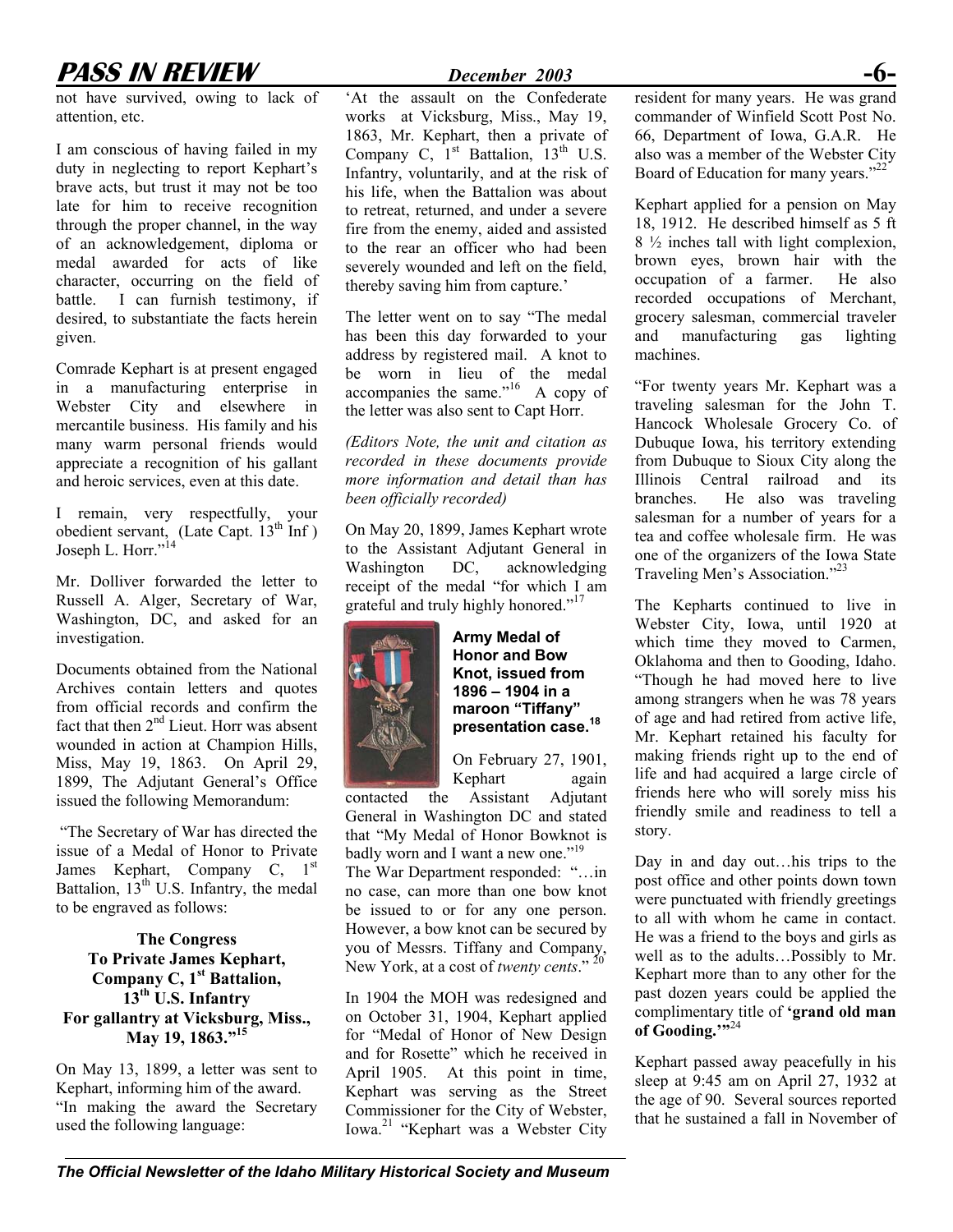not have survived, owing to lack of attention, etc.

I am conscious of having failed in my duty in neglecting to report Kephart's brave acts, but trust it may not be too late for him to receive recognition through the proper channel, in the way of an acknowledgement, diploma or medal awarded for acts of like character, occurring on the field of battle. I can furnish testimony, if desired, to substantiate the facts herein given.

Comrade Kephart is at present engaged in a manufacturing enterprise in Webster City and elsewhere in mercantile business. His family and his many warm personal friends would appreciate a recognition of his gallant and heroic services, even at this date.

I remain, very respectfully, your obedient servant, (Late Capt. 13th Inf ) Joseph L. Horr."[14]

Mr. Dolliver forwarded the letter to Russell A. Alger, Secretary of War, Washington, DC, and asked for an investigation.

Documents obtained from the National Archives contain letters and quotes from official records and confirm the fact that then 2nd Lieut. Horr was absent wounded in action at Champion Hills, Miss, May 19, 1863. On April 29, 1899, The Adjutant General's Office issued the following Memorandum:

"The Secretary of War has directed the issue of a Medal of Honor to Private James Kephart, Company C, 1st Battalion, 13th U.S. Infantry, the medal to be engraved as follows:

**The Congress**
**To Private James Kephart,**
**Company C, 1st Battalion,**
**13th U.S. Infantry**
**For gallantry at Vicksburg, Miss., May 19, 1863."[15]**

On May 13, 1899, a letter was sent to Kephart, informing him of the award. "In making the award the Secretary used the following language:

'At the assault on the Confederate works at Vicksburg, Miss., May 19, 1863, Mr. Kephart, then a private of Company C, 1st Battalion, 13th U.S. Infantry, voluntarily, and at the risk of his life, when the Battalion was about to retreat, returned, and under a severe fire from the enemy, aided and assisted to the rear an officer who had been severely wounded and left on the field, thereby saving him from capture.'

The letter went on to say "The medal has been this day forwarded to your address by registered mail. A knot to be worn in lieu of the medal accompanies the same."[16] A copy of the letter was also sent to Capt Horr.

*(Editors Note, the unit and citation as recorded in these documents provide more information and detail than has been officially recorded)*

On May 20, 1899, James Kephart wrote to the Assistant Adjutant General in Washington DC, acknowledging receipt of the medal "for which I am grateful and truly highly honored."[17]

**Army Medal of Honor and Bow Knot, issued from 1896 – 1904 in a maroon "Tiffany" presentation case.[18]**

On February 27, 1901, Kephart again contacted the Assistant Adjutant General in Washington DC and stated that "My Medal of Honor Bowknot is badly worn and I want a new one."[19] The War Department responded: "…in no case, can more than one bow knot be issued to or for any one person. However, a bow knot can be secured by you of Messrs. Tiffany and Company, New York, at a cost of *twenty cents*."[20]

In 1904 the MOH was redesigned and on October 31, 1904, Kephart applied for "Medal of Honor of New Design and for Rosette" which he received in April 1905. At this point in time, Kephart was serving as the Street Commissioner for the City of Webster, Iowa.[21] "Kephart was a Webster City resident for many years. He was grand commander of Winfield Scott Post No. 66, Department of Iowa, G.A.R. He also was a member of the Webster City Board of Education for many years."[22]

Kephart applied for a pension on May 18, 1912. He described himself as 5 ft 8 ½ inches tall with light complexion, brown eyes, brown hair with the occupation of a farmer. He also recorded occupations of Merchant, grocery salesman, commercial traveler and manufacturing gas lighting machines.

"For twenty years Mr. Kephart was a traveling salesman for the John T. Hancock Wholesale Grocery Co. of Dubuque Iowa, his territory extending from Dubuque to Sioux City along the Illinois Central railroad and its branches. He also was traveling salesman for a number of years for a tea and coffee wholesale firm. He was one of the organizers of the Iowa State Traveling Men's Association."[23]

The Kepharts continued to live in Webster City, Iowa, until 1920 at which time they moved to Carmen, Oklahoma and then to Gooding, Idaho. "Though he had moved here to live among strangers when he was 78 years of age and had retired from active life, Mr. Kephart retained his faculty for making friends right up to the end of life and had acquired a large circle of friends here who will sorely miss his friendly smile and readiness to tell a story.

Day in and day out…his trips to the post office and other points down town were punctuated with friendly greetings to all with whom he came in contact. He was a friend to the boys and girls as well as to the adults…Possibly to Mr. Kephart more than to any other for the past dozen years could be applied the complimentary title of **'grand old man of Gooding.'"**[24]

Kephart passed away peacefully in his sleep at 9:45 am on April 27, 1932 at the age of 90. Several sources reported that he sustained a fall in November of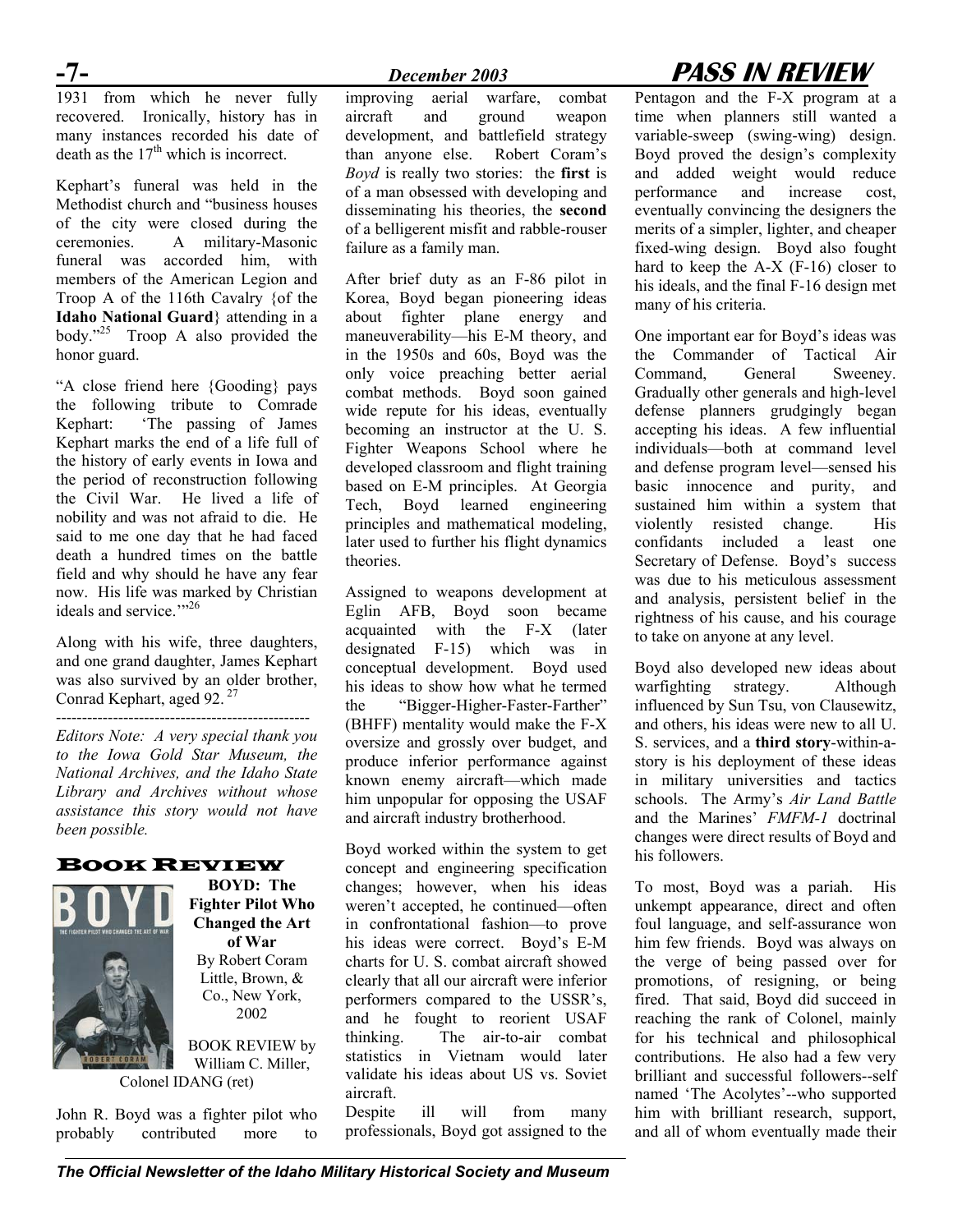1931 from which he never fully recovered. Ironically, history has in many instances recorded his date of death as the 17th which is incorrect.

Kephart's funeral was held in the Methodist church and "business houses of the city were closed during the ceremonies. A military-Masonic funeral was accorded him, with members of the American Legion and Troop A of the 116th Cavalry {of the **Idaho National Guard**} attending in a body."[25] Troop A also provided the honor guard.

"A close friend here {Gooding} pays the following tribute to Comrade Kephart: 'The passing of James Kephart marks the end of a life full of the history of early events in Iowa and the period of reconstruction following the Civil War. He lived a life of nobility and was not afraid to die. He said to me one day that he had faced death a hundred times on the battle field and why should he have any fear now. His life was marked by Christian ideals and service.'"[26]

Along with his wife, three daughters, and one grand daughter, James Kephart was also survived by an older brother, Conrad Kephart, aged 92.[27]

---

*Editors Note: A very special thank you to the Iowa Gold Star Museum, the National Archives, and the Idaho State Library and Archives without whose assistance this story would not have been possible.*

## Book Review

**BOYD: The Fighter Pilot Who Changed the Art of War**
By Robert Coram
Little, Brown, & Co., New York, 2002

BOOK REVIEW by William C. Miller, Colonel IDANG (ret)

John R. Boyd was a fighter pilot who probably contributed more to improving aerial warfare, combat aircraft and ground weapon development, and battlefield strategy than anyone else. Robert Coram's *Boyd* is really two stories: the **first** is of a man obsessed with developing and disseminating his theories, the **second** of a belligerent misfit and rabble-rouser failure as a family man.

After brief duty as an F-86 pilot in Korea, Boyd began pioneering ideas about fighter plane energy and maneuverability—his E-M theory, and in the 1950s and 60s, Boyd was the only voice preaching better aerial combat methods. Boyd soon gained wide repute for his ideas, eventually becoming an instructor at the U. S. Fighter Weapons School where he developed classroom and flight training based on E-M principles. At Georgia Tech, Boyd learned engineering principles and mathematical modeling, later used to further his flight dynamics theories.

Assigned to weapons development at Eglin AFB, Boyd soon became acquainted with the F-X (later designated F-15) which was in conceptual development. Boyd used his ideas to show how what he termed the "Bigger-Higher-Faster-Farther" (BHFF) mentality would make the F-X oversize and grossly over budget, and produce inferior performance against known enemy aircraft—which made him unpopular for opposing the USAF and aircraft industry brotherhood.

Boyd worked within the system to get concept and engineering specification changes; however, when his ideas weren't accepted, he continued—often in confrontational fashion—to prove his ideas were correct. Boyd's E-M charts for U. S. combat aircraft showed clearly that all our aircraft were inferior performers compared to the USSR's, and he fought to reorient USAF thinking. The air-to-air combat statistics in Vietnam would later validate his ideas about US vs. Soviet aircraft.

Despite ill will from many professionals, Boyd got assigned to the Pentagon and the F-X program at a time when planners still wanted a variable-sweep (swing-wing) design. Boyd proved the design's complexity and added weight would reduce performance and increase cost, eventually convincing the designers the merits of a simpler, lighter, and cheaper fixed-wing design. Boyd also fought hard to keep the A-X (F-16) closer to his ideals, and the final F-16 design met many of his criteria.

One important ear for Boyd's ideas was the Commander of Tactical Air Command, General Sweeney. Gradually other generals and high-level defense planners grudgingly began accepting his ideas. A few influential individuals—both at command level and defense program level—sensed his basic innocence and purity, and sustained him within a system that violently resisted change. His confidants included a least one Secretary of Defense. Boyd's success was due to his meticulous assessment and analysis, persistent belief in the rightness of his cause, and his courage to take on anyone at any level.

Boyd also developed new ideas about warfighting strategy. Although influenced by Sun Tsu, von Clausewitz, and others, his ideas were new to all U. S. services, and a **third story**-within-a-story is his deployment of these ideas in military universities and tactics schools. The Army's *Air Land Battle* and the Marines' *FMFM-1* doctrinal changes were direct results of Boyd and his followers.

To most, Boyd was a pariah. His unkempt appearance, direct and often foul language, and self-assurance won him few friends. Boyd was always on the verge of being passed over for promotions, of resigning, or being fired. That said, Boyd did succeed in reaching the rank of Colonel, mainly for his technical and philosophical contributions. He also had a few very brilliant and successful followers--self named 'The Acolytes'--who supported him with brilliant research, support, and all of whom eventually made their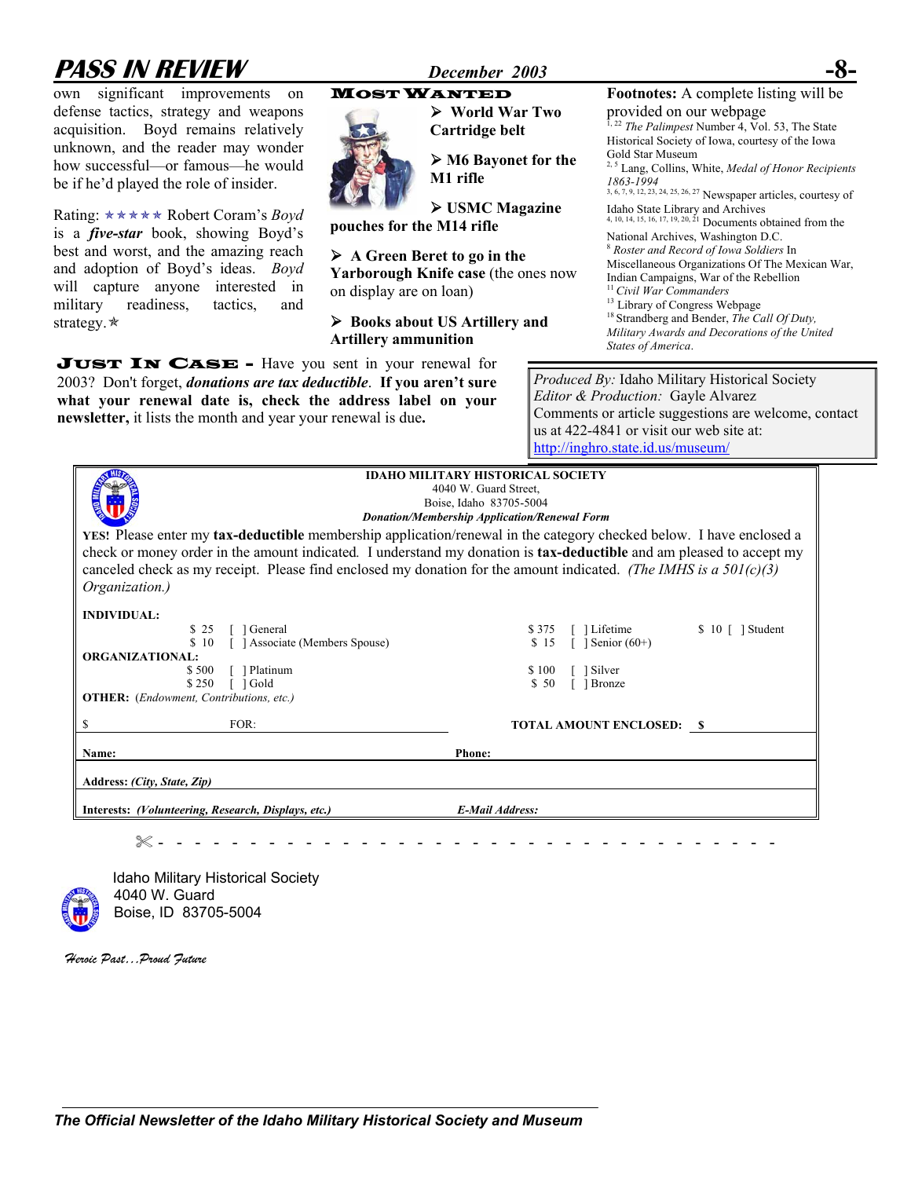own significant improvements on defense tactics, strategy and weapons acquisition. Boyd remains relatively unknown, and the reader may wonder how successful—or famous—he would be if he'd played the role of insider.

Rating: ★★★★★ Robert Coram's *Boyd* is a ***five-star*** book, showing Boyd's best and worst, and the amazing reach and adoption of Boyd's ideas. *Boyd* will capture anyone interested in military readiness, tactics, and strategy.✯

## MOST WANTED

- **World War Two Cartridge belt**
- **M6 Bayonet for the M1 rifle**
- **USMC Magazine pouches for the M14 rifle**
- **A Green Beret to go in the Yarborough Knife case** (the ones now on display are on loan)
- **Books about US Artillery and Artillery ammunition**

**Footnotes:** A complete listing will be provided on our webpage

[1, 22] *The Palimpest* Number 4, Vol. 53, The State Historical Society of Iowa, courtesy of the Iowa Gold Star Museum

[2, 5] Lang, Collins, White, *Medal of Honor Recipients 1863-1994*

[3, 6, 7, 9, 12, 23, 24, 25, 26, 27] Newspaper articles, courtesy of Idaho State Library and Archives

[4, 10, 14, 15, 16, 17, 19, 20, 21] Documents obtained from the National Archives, Washington D.C.

[8] *Roster and Record of Iowa Soldiers* In Miscellaneous Organizations Of The Mexican War, Indian Campaigns, War of the Rebellion

[11] *Civil War Commanders*

[13] Library of Congress Webpage

[18] Strandberg and Bender, *The Call Of Duty, Military Awards and Decorations of the United States of America*.

**JUST IN CASE -** Have you sent in your renewal for 2003? Don't forget, ***donations are tax deductible***. **If you aren't sure what your renewal date is, check the address label on your newsletter,** it lists the month and year your renewal is due**.**

*Produced By:* Idaho Military Historical Society
*Editor & Production:* Gayle Alvarez
Comments or article suggestions are welcome, contact us at 422-4841 or visit our web site at: http://inghro.state.id.us/museum/

**IDAHO MILITARY HISTORICAL SOCIETY**
4040 W. Guard Street,
Boise, Idaho 83705-5004
***Donation/Membership Application/Renewal Form***

**YES!** Please enter my **tax-deductible** membership application/renewal in the category checked below. I have enclosed a check or money order in the amount indicated*.* I understand my donation is **tax-deductible** and am pleased to accept my canceled check as my receipt. Please find enclosed my donation for the amount indicated. *(The IMHS is a 501(c)(3) Organization.)*

**INDIVIDUAL:**

| | | | |
|---|---|---|---|
| $ 25 [ ] General | $ 375 [ ] Lifetime | $ 10 [ ] Student |
| $ 10 [ ] Associate (Members Spouse) | $ 15 [ ] Senior (60+) | |

**ORGANIZATIONAL:**

| | |
|---|---|
| $ 500 [ ] Platinum | $ 100 [ ] Silver |
| $ 250 [ ] Gold | $ 50 [ ] Bronze |

**OTHER:** (*Endowment, Contributions, etc.)*

$ FOR: **TOTAL AMOUNT ENCLOSED: $**

**Name:** **Phone:**

**Address:** ***(City, State, Zip)***

**Interests:** ***(Volunteering, Research, Displays, etc.)*** ***E-Mail Address:***

✂- - - - - - - - - - - - - - - - - - - - - - - - - - - - - - - - - - -

Idaho Military Historical Society
4040 W. Guard
Boise, ID 83705-5004

*Heroic Past…Proud Future*

***The Official Newsletter of the Idaho Military Historical Society and Museum***